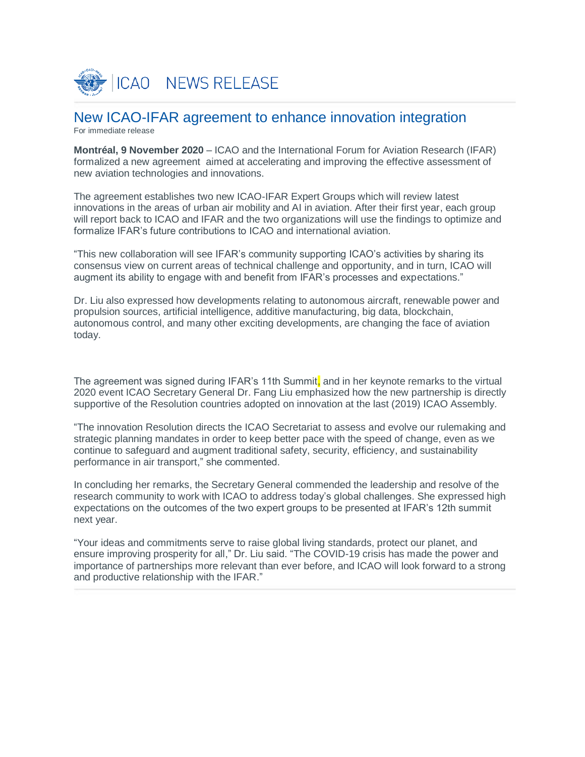# ICAO NEWS RELEASE

## New ICAO-IFAR agreement to enhance innovation integration

For immediate release

**Montréal, 9 November 2020** – ICAO and the International Forum for Aviation Research (IFAR) formalized a new agreement aimed at accelerating and improving the effective assessment of new aviation technologies and innovations.

The agreement establishes two new ICAO-IFAR Expert Groups which will review latest innovations in the areas of urban air mobility and AI in aviation. After their first year, each group will report back to ICAO and IFAR and the two organizations will use the findings to optimize and formalize IFAR's future contributions to ICAO and international aviation.

"This new collaboration will see IFAR's community supporting ICAO's activities by sharing its consensus view on current areas of technical challenge and opportunity, and in turn, ICAO will augment its ability to engage with and benefit from IFAR's processes and expectations."

Dr. Liu also expressed how developments relating to autonomous aircraft, renewable power and propulsion sources, artificial intelligence, additive manufacturing, big data, blockchain, autonomous control, and many other exciting developments, are changing the face of aviation today.

The agreement was signed during IFAR's 11th Summit, and in her keynote remarks to the virtual 2020 event ICAO Secretary General Dr. Fang Liu emphasized how the new partnership is directly supportive of the Resolution countries adopted on innovation at the last (2019) ICAO Assembly.

"The innovation Resolution directs the ICAO Secretariat to assess and evolve our rulemaking and strategic planning mandates in order to keep better pace with the speed of change, even as we continue to safeguard and augment traditional safety, security, efficiency, and sustainability performance in air transport," she commented.

In concluding her remarks, the Secretary General commended the leadership and resolve of the research community to work with ICAO to address today's global challenges. She expressed high expectations on the outcomes of the two expert groups to be presented at IFAR's 12th summit next year.

"Your ideas and commitments serve to raise global living standards, protect our planet, and ensure improving prosperity for all," Dr. Liu said. "The COVID-19 crisis has made the power and importance of partnerships more relevant than ever before, and ICAO will look forward to a strong and productive relationship with the IFAR."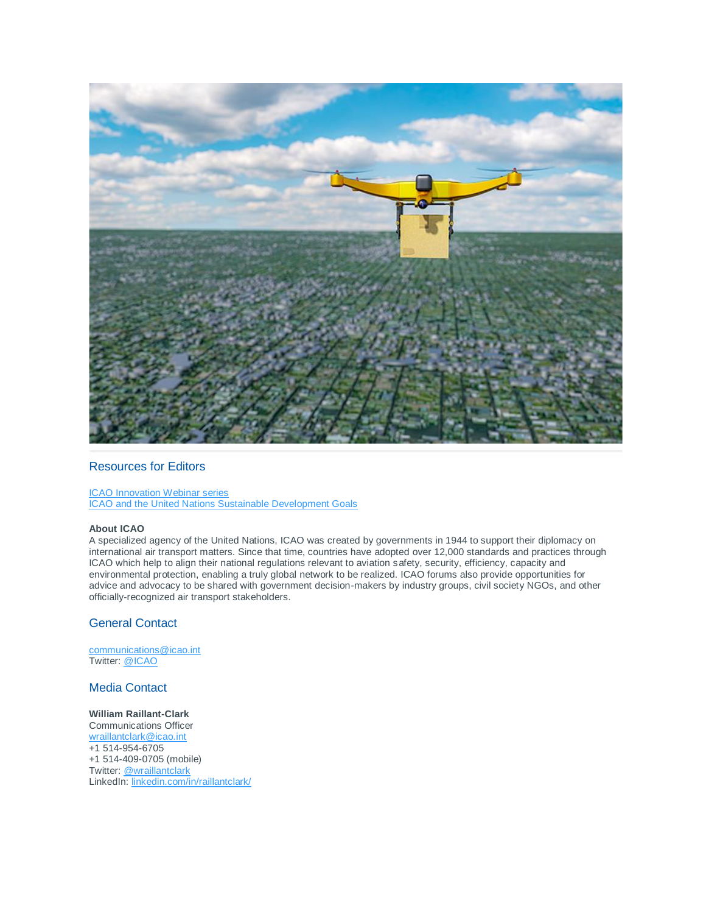## Resources for Editors

[ICAO Innovation Webinar series](#)
[ICAO and the United Nations Sustainable Development Goals](#)

**About ICAO**
A specialized agency of the United Nations, ICAO was created by governments in 1944 to support their diplomacy on international air transport matters. Since that time, countries have adopted over 12,000 standards and practices through ICAO which help to align their national regulations relevant to aviation safety, security, efficiency, capacity and environmental protection, enabling a truly global network to be realized. ICAO forums also provide opportunities for advice and advocacy to be shared with government decision-makers by industry groups, civil society NGOs, and other officially-recognized air transport stakeholders.

## General Contact

communications@icao.int
Twitter: @ICAO

## Media Contact

**William Raillant-Clark**
Communications Officer
wraillantclark@icao.int
+1 514-954-6705
+1 514-409-0705 (mobile)
Twitter: @wraillantclark
LinkedIn: linkedin.com/in/raillantclark/